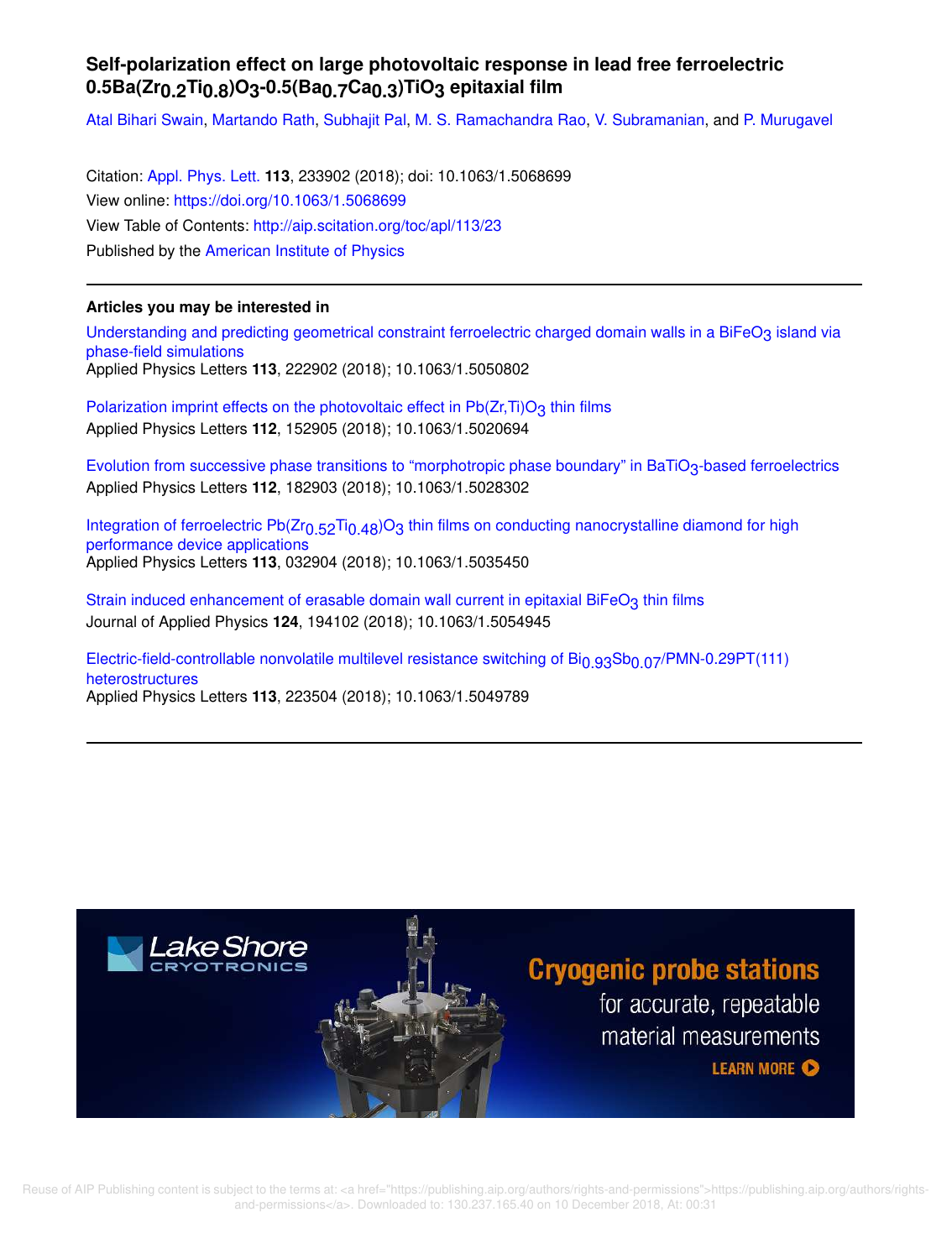# Self-polarization effect on large photovoltaic response in lead free ferroelectric $0.5Ba(Zr_{0.2}Ti_{0.8})O_3$-$0.5(Ba_{0.7}Ca_{0.3})TiO_3$ epitaxial film

Atal Bihari Swain, Martando Rath, Subhajit Pal, M. S. Ramachandra Rao, V. Subramanian, and P. Murugavel

Citation: Appl. Phys. Lett. **113**, 233902 (2018); doi: 10.1063/1.5068699
View online: https://doi.org/10.1063/1.5068699
View Table of Contents: http://aip.scitation.org/toc/apl/113/23
Published by the American Institute of Physics

## Articles you may be interested in

Understanding and predicting geometrical constraint ferroelectric charged domain walls in a $BiFeO_3$ island via phase-field simulations
Applied Physics Letters **113**, 222902 (2018); 10.1063/1.5050802

Polarization imprint effects on the photovoltaic effect in $Pb(Zr,Ti)O_3$ thin films
Applied Physics Letters **112**, 152905 (2018); 10.1063/1.5020694

Evolution from successive phase transitions to "morphotropic phase boundary" in $BaTiO_3$-based ferroelectrics
Applied Physics Letters **112**, 182903 (2018); 10.1063/1.5028302

Integration of ferroelectric $Pb(Zr_{0.52}Ti_{0.48})O_3$ thin films on conducting nanocrystalline diamond for high performance device applications
Applied Physics Letters **113**, 032904 (2018); 10.1063/1.5035450

Strain induced enhancement of erasable domain wall current in epitaxial $BiFeO_3$ thin films
Journal of Applied Physics **124**, 194102 (2018); 10.1063/1.5054945

Electric-field-controllable nonvolatile multilevel resistance switching of $Bi_{0.93}Sb_{0.07}$/PMN-0.29PT(111) heterostructures
Applied Physics Letters **113**, 223504 (2018); 10.1063/1.5049789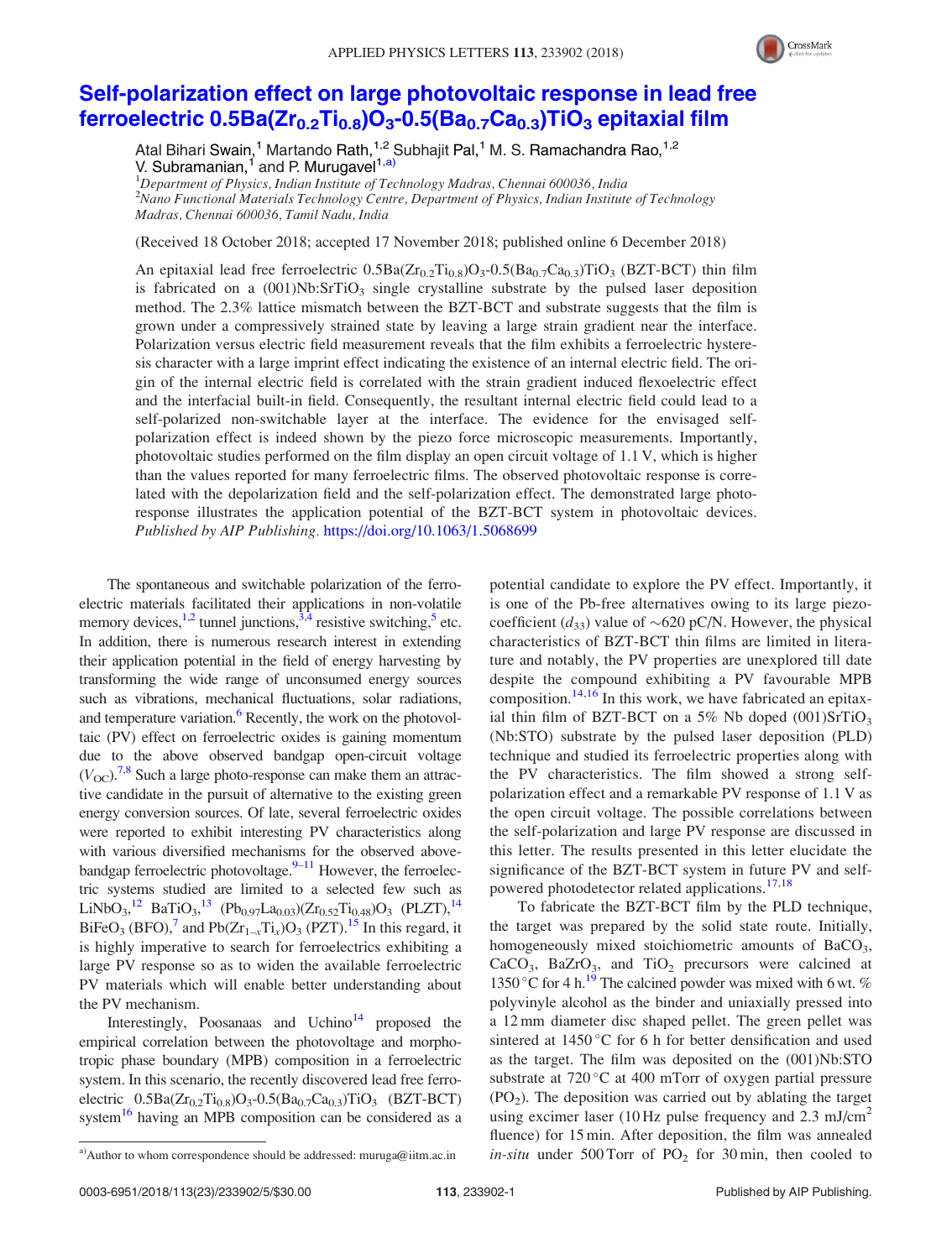# Self-polarization effect on large photovoltaic response in lead free ferroelectric $0.5Ba(Zr_{0.2}Ti_{0.8})O_3$-$0.5(Ba_{0.7}Ca_{0.3})TiO_3$ epitaxial film

Atal Bihari Swain,[1] Martando Rath,[1,2] Subhajit Pal,[1] M. S. Ramachandra Rao,[1,2] V. Subramanian,[1] and P. Murugavel[1,a)]

[1]Department of Physics, Indian Institute of Technology Madras, Chennai 600036, India
[2]Nano Functional Materials Technology Centre, Department of Physics, Indian Institute of Technology Madras, Chennai 600036, Tamil Nadu, India

(Received 18 October 2018; accepted 17 November 2018; published online 6 December 2018)

An epitaxial lead free ferroelectric $0.5Ba(Zr_{0.2}Ti_{0.8})O_3$-$0.5(Ba_{0.7}Ca_{0.3})TiO_3$ (BZT-BCT) thin film is fabricated on a (001)Nb:$SrTiO_3$ single crystalline substrate by the pulsed laser deposition method. The 2.3% lattice mismatch between the BZT-BCT and substrate suggests that the film is grown under a compressively strained state by leaving a large strain gradient near the interface. Polarization versus electric field measurement reveals that the film exhibits a ferroelectric hysteresis character with a large imprint effect indicating the existence of an internal electric field. The origin of the internal electric field is correlated with the strain gradient induced flexoelectric effect and the interfacial built-in field. Consequently, the resultant internal electric field could lead to a self-polarized non-switchable layer at the interface. The evidence for the envisaged self-polarization effect is indeed shown by the piezo force microscopic measurements. Importantly, photovoltaic studies performed on the film display an open circuit voltage of 1.1 V, which is higher than the values reported for many ferroelectric films. The observed photovoltaic response is correlated with the depolarization field and the self-polarization effect. The demonstrated large photoresponse illustrates the application potential of the BZT-BCT system in photovoltaic devices. *Published by AIP Publishing.* https://doi.org/10.1063/1.5068699

The spontaneous and switchable polarization of the ferroelectric materials facilitated their applications in non-volatile memory devices,[1,2] tunnel junctions,[3,4] resistive switching,[5] etc. In addition, there is numerous research interest in extending their application potential in the field of energy harvesting by transforming the wide range of unconsumed energy sources such as vibrations, mechanical fluctuations, solar radiations, and temperature variation.[6] Recently, the work on the photovoltaic (PV) effect on ferroelectric oxides is gaining momentum due to the above observed bandgap open-circuit voltage ($V_{OC}$).[7,8] Such a large photo-response can make them an attractive candidate in the pursuit of alternative to the existing green energy conversion sources. Of late, several ferroelectric oxides were reported to exhibit interesting PV characteristics along with various diversified mechanisms for the observed above-bandgap ferroelectric photovoltage.[9–11] However, the ferroelectric systems studied are limited to a selected few such as $LiNbO_3$,[12] $BaTiO_3$,[13] $(Pb_{0.97}La_{0.03})(Zr_{0.52}Ti_{0.48})O_3$ (PLZT),[14] $BiFeO_3$ (BFO),[7] and $Pb(Zr_{1-x}Ti_x)O_3$ (PZT).[15] In this regard, it is highly imperative to search for ferroelectrics exhibiting a large PV response so as to widen the available ferroelectric PV materials which will enable better understanding about the PV mechanism.

Interestingly, Poosanaas and Uchino[14] proposed the empirical correlation between the photovoltage and morphotropic phase boundary (MPB) composition in a ferroelectric system. In this scenario, the recently discovered lead free ferroelectric $0.5Ba(Zr_{0.2}Ti_{0.8})O_3$-$0.5(Ba_{0.7}Ca_{0.3})TiO_3$ (BZT-BCT) system[16] having an MPB composition can be considered as a potential candidate to explore the PV effect. Importantly, it is one of the Pb-free alternatives owing to its large piezocoefficient ($d_{33}$) value of ~620 pC/N. However, the physical characteristics of BZT-BCT thin films are limited in literature and notably, the PV properties are unexplored till date despite the compound exhibiting a PV favourable MPB composition.[14,16] In this work, we have fabricated an epitaxial thin film of BZT-BCT on a 5% Nb doped (001)$SrTiO_3$ (Nb:STO) substrate by the pulsed laser deposition (PLD) technique and studied its ferroelectric properties along with the PV characteristics. The film showed a strong self-polarization effect and a remarkable PV response of 1.1 V as the open circuit voltage. The possible correlations between the self-polarization and large PV response are discussed in this letter. The results presented in this letter elucidate the significance of the BZT-BCT system in future PV and self-powered photodetector related applications.[17,18]

To fabricate the BZT-BCT film by the PLD technique, the target was prepared by the solid state route. Initially, homogeneously mixed stoichiometric amounts of $BaCO_3$, $CaCO_3$, $BaZrO_3$, and $TiO_2$ precursors were calcined at 1350 °C for 4 h.[19] The calcined powder was mixed with 6 wt. % polyvinyle alcohol as the binder and uniaxially pressed into a 12 mm diameter disc shaped pellet. The green pellet was sintered at 1450 °C for 6 h for better densification and used as the target. The film was deposited on the (001)Nb:STO substrate at 720 °C at 400 mTorr of oxygen partial pressure ($PO_2$). The deposition was carried out by ablating the target using excimer laser (10 Hz pulse frequency and 2.3 mJ/cm$^2$ fluence) for 15 min. After deposition, the film was annealed *in-situ* under 500 Torr of $PO_2$ for 30 min, then cooled to

a)Author to whom correspondence should be addressed: muruga@iitm.ac.in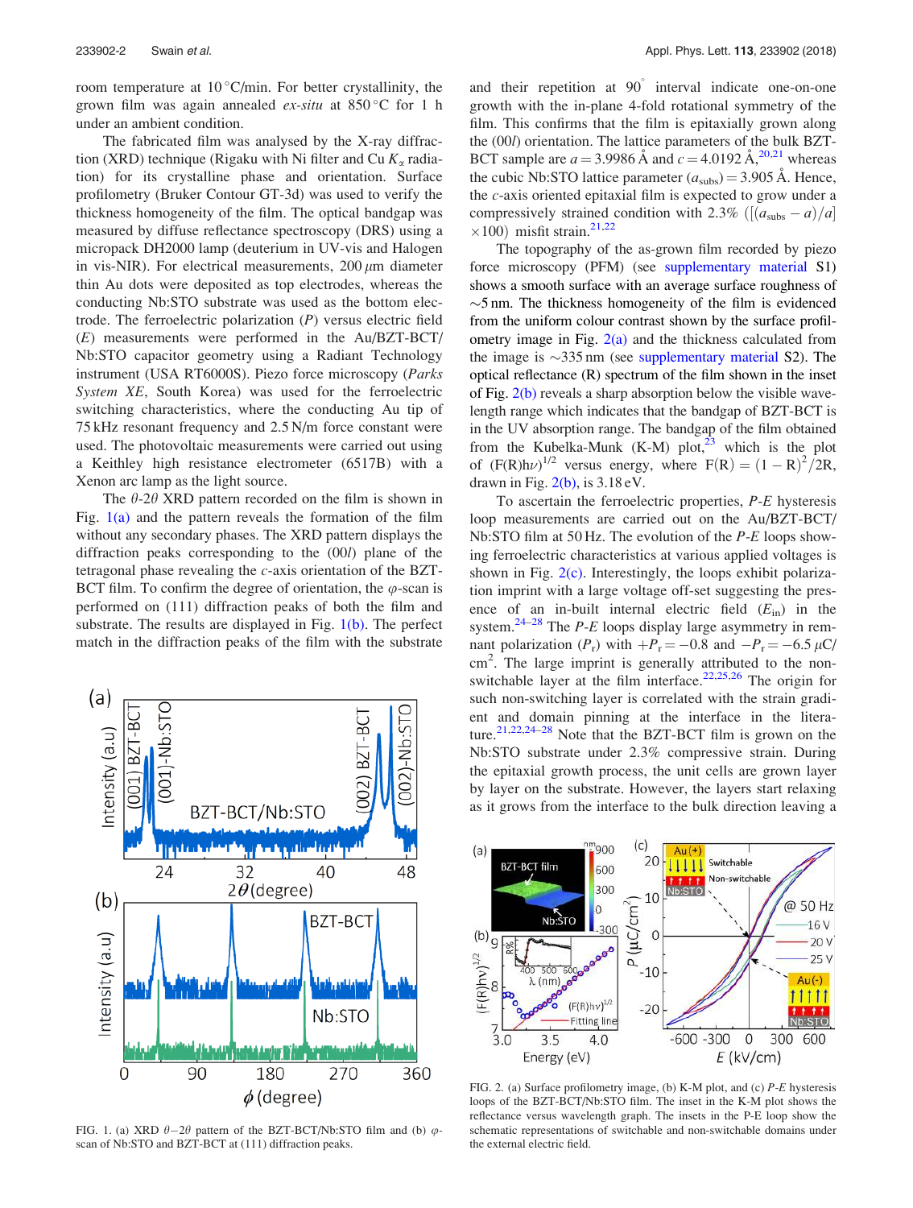room temperature at 10 °C/min. For better crystallinity, the grown film was again annealed *ex-situ* at 850 °C for 1 h under an ambient condition.

The fabricated film was analysed by the X-ray diffraction (XRD) technique (Rigaku with Ni filter and Cu $K_\alpha$ radiation) for its crystalline phase and orientation. Surface profilometry (Bruker Contour GT-3d) was used to verify the thickness homogeneity of the film. The optical bandgap was measured by diffuse reflectance spectroscopy (DRS) using a micropack DH2000 lamp (deuterium in UV-vis and Halogen in vis-NIR). For electrical measurements, 200 $\mu$m diameter thin Au dots were deposited as top electrodes, whereas the conducting Nb:STO substrate was used as the bottom electrode. The ferroelectric polarization ($P$) versus electric field ($E$) measurements were performed in the Au/BZT-BCT/Nb:STO capacitor geometry using a Radiant Technology instrument (USA RT6000S). Piezo force microscopy (*Parks System XE*, South Korea) was used for the ferroelectric switching characteristics, where the conducting Au tip of 75 kHz resonant frequency and 2.5 N/m force constant were used. The photovoltaic measurements were carried out using a Keithley high resistance electrometer (6517B) with a Xenon arc lamp as the light source.

The $\theta$-2$\theta$ XRD pattern recorded on the film is shown in Fig. 1(a) and the pattern reveals the formation of the film without any secondary phases. The XRD pattern displays the diffraction peaks corresponding to the (00$l$) plane of the tetragonal phase revealing the $c$-axis orientation of the BZT-BCT film. To confirm the degree of orientation, the $\varphi$-scan is performed on (111) diffraction peaks of both the film and substrate. The results are displayed in Fig. 1(b). The perfect match in the diffraction peaks of the film with the substrate and their repetition at 90° interval indicate one-on-one growth with the in-plane 4-fold rotational symmetry of the film. This confirms that the film is epitaxially grown along the (00$l$) orientation. The lattice parameters of the bulk BZT-BCT sample are $a = 3.9986$ Å and $c = 4.0192$ Å,[20,21] whereas the cubic Nb:STO lattice parameter ($a_{subs}$) = 3.905 Å. Hence, the $c$-axis oriented epitaxial film is expected to grow under a compressively strained condition with 2.3% ($[(a_{subs} - a)/a] \times 100$) misfit strain.[21,22]

FIG. 1. (a) XRD $\theta-2\theta$ pattern of the BZT-BCT/Nb:STO film and (b) $\varphi$-scan of Nb:STO and BZT-BCT at (111) diffraction peaks.

The topography of the as-grown film recorded by piezo force microscopy (PFM) (see supplementary material S1) shows a smooth surface with an average surface roughness of ~5 nm. The thickness homogeneity of the film is evidenced from the uniform colour contrast shown by the surface profilometry image in Fig. 2(a) and the thickness calculated from the image is ~335 nm (see supplementary material S2). The optical reflectance (R) spectrum of the film shown in the inset of Fig. 2(b) reveals a sharp absorption below the visible wavelength range which indicates that the bandgap of BZT-BCT is in the UV absorption range. The bandgap of the film obtained from the Kubelka-Munk (K-M) plot,[23] which is the plot of $(F(R)h\nu)^{1/2}$ versus energy, where $F(R) = (1 - R)^2/2R$, drawn in Fig. 2(b), is 3.18 eV.

To ascertain the ferroelectric properties, $P$-$E$ hysteresis loop measurements are carried out on the Au/BZT-BCT/Nb:STO film at 50 Hz. The evolution of the $P$-$E$ loops showing ferroelectric characteristics at various applied voltages is shown in Fig. 2(c). Interestingly, the loops exhibit polarization imprint with a large voltage off-set suggesting the presence of an in-built internal electric field ($E_{in}$) in the system.[24–28] The $P$-$E$ loops display large asymmetry in remnant polarization ($P_r$) with $+P_r = -0.8$ and $-P_r = -6.5$ $\mu$C/cm$^2$. The large imprint is generally attributed to the non-switchable layer at the film interface.[22,25,26] The origin for such non-switching layer is correlated with the strain gradient and domain pinning at the interface in the literature.[21,22,24–28] Note that the BZT-BCT film is grown on the Nb:STO substrate under 2.3% compressive strain. During the epitaxial growth process, the unit cells are grown layer by layer on the substrate. However, the layers start relaxing as it grows from the interface to the bulk direction leaving a

FIG. 2. (a) Surface profilometry image, (b) K-M plot, and (c) $P$-$E$ hysteresis loops of the BZT-BCT/Nb:STO film. The inset in the K-M plot shows the reflectance versus wavelength graph. The insets in the P-E loop show the schematic representations of switchable and non-switchable domains under the external electric field.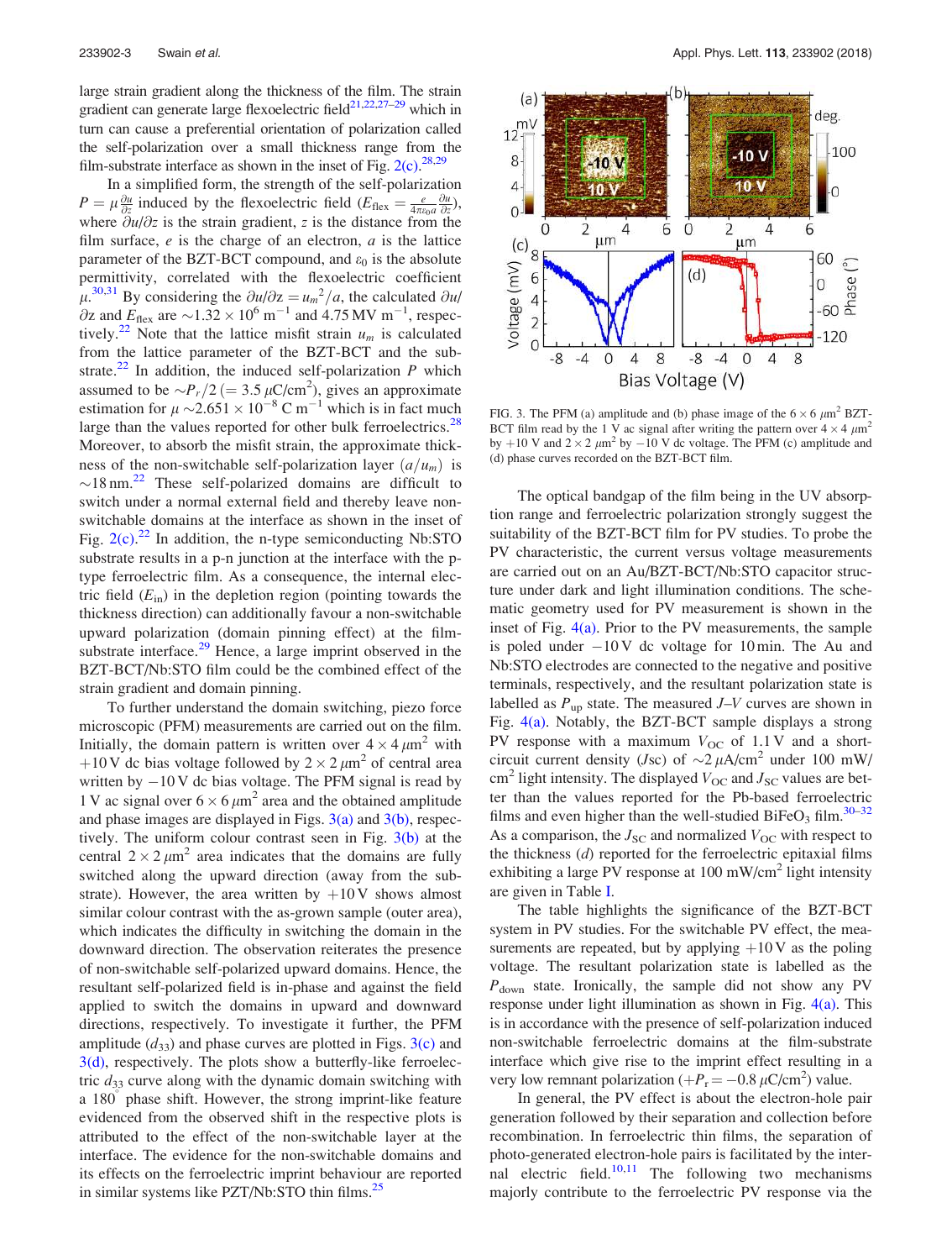large strain gradient along the thickness of the film. The strain gradient can generate large flexoelectric field[21,22,27–29] which in turn can cause a preferential orientation of polarization called the self-polarization over a small thickness range from the film-substrate interface as shown in the inset of Fig. 2(c).[28,29]

In a simplified form, the strength of the self-polarization $P = \mu \frac{\partial u}{\partial z}$ induced by the flexoelectric field ($E_{flex} = \frac{e}{4\pi\varepsilon_0 a} \frac{\partial u}{\partial z}$), where $\partial u/\partial z$ is the strain gradient, $z$ is the distance from the film surface, $e$ is the charge of an electron, $a$ is the lattice parameter of the BZT-BCT compound, and $\varepsilon_0$ is the absolute permittivity, correlated with the flexoelectric coefficient $\mu$.[30,31] By considering the $\partial u/\partial z = u_m{}^2/a$, the calculated $\partial u/\partial z$ and $E_{flex}$ are $\sim 1.32 \times 10^6$ m$^{-1}$ and 4.75 MV m$^{-1}$, respectively.[22] Note that the lattice misfit strain $u_m$ is calculated from the lattice parameter of the BZT-BCT and the substrate.[22] In addition, the induced self-polarization $P$ which assumed to be $\sim P_r/2$ (= 3.5 $\mu$C/cm$^2$), gives an approximate estimation for $\mu \sim 2.651 \times 10^{-8}$ C m$^{-1}$ which is in fact much large than the values reported for other bulk ferroelectrics.[28] Moreover, to absorb the misfit strain, the approximate thickness of the non-switchable self-polarization layer ($a/u_m$) is $\sim$18 nm.[22] These self-polarized domains are difficult to switch under a normal external field and thereby leave non-switchable domains at the interface as shown in the inset of Fig. 2(c).[22] In addition, the n-type semiconducting Nb:STO substrate results in a p-n junction at the interface with the p-type ferroelectric film. As a consequence, the internal electric field ($E_{in}$) in the depletion region (pointing towards the thickness direction) can additionally favour a non-switchable upward polarization (domain pinning effect) at the film-substrate interface.[29] Hence, a large imprint observed in the BZT-BCT/Nb:STO film could be the combined effect of the strain gradient and domain pinning.

To further understand the domain switching, piezo force microscopic (PFM) measurements are carried out on the film. Initially, the domain pattern is written over $4 \times 4\,\mu$m$^2$ with +10 V dc bias voltage followed by $2 \times 2\,\mu$m$^2$ of central area written by −10 V dc bias voltage. The PFM signal is read by 1 V ac signal over $6 \times 6\,\mu$m$^2$ area and the obtained amplitude and phase images are displayed in Figs. 3(a) and 3(b), respectively. The uniform colour contrast seen in Fig. 3(b) at the central $2 \times 2\,\mu$m$^2$ area indicates that the domains are fully switched along the upward direction (away from the substrate). However, the area written by +10 V shows almost similar colour contrast with the as-grown sample (outer area), which indicates the difficulty in switching the domain in the downward direction. The observation reiterates the presence of non-switchable self-polarized upward domains. Hence, the resultant self-polarized field is in-phase and against the field applied to switch the domains in upward and downward directions, respectively. To investigate it further, the PFM amplitude ($d_{33}$) and phase curves are plotted in Figs. 3(c) and 3(d), respectively. The plots show a butterfly-like ferroelectric $d_{33}$ curve along with the dynamic domain switching with a 180° phase shift. However, the strong imprint-like feature evidenced from the observed shift in the respective plots is attributed to the effect of the non-switchable layer at the interface. The evidence for the non-switchable domains and its effects on the ferroelectric imprint behaviour are reported in similar systems like PZT/Nb:STO thin films.[25]

FIG. 3. The PFM (a) amplitude and (b) phase image of the $6 \times 6\,\mu$m$^2$ BZT-BCT film read by the 1 V ac signal after writing the pattern over $4 \times 4\,\mu$m$^2$ by +10 V and $2 \times 2\,\mu$m$^2$ by −10 V dc voltage. The PFM (c) amplitude and (d) phase curves recorded on the BZT-BCT film.

The optical bandgap of the film being in the UV absorption range and ferroelectric polarization strongly suggest the suitability of the BZT-BCT film for PV studies. To probe the PV characteristic, the current versus voltage measurements are carried out on an Au/BZT-BCT/Nb:STO capacitor structure under dark and light illumination conditions. The schematic geometry used for PV measurement is shown in the inset of Fig. 4(a). Prior to the PV measurements, the sample is poled under −10 V dc voltage for 10 min. The Au and Nb:STO electrodes are connected to the negative and positive terminals, respectively, and the resultant polarization state is labelled as $P_{up}$ state. The measured $J$–$V$ curves are shown in Fig. 4(a). Notably, the BZT-BCT sample displays a strong PV response with a maximum $V_{OC}$ of 1.1 V and a short-circuit current density ($J$sc) of $\sim$2 $\mu$A/cm$^2$ under 100 mW/cm$^2$ light intensity. The displayed $V_{OC}$ and $J_{SC}$ values are better than the values reported for the Pb-based ferroelectric films and even higher than the well-studied $BiFeO_3$ film.[30–32] As a comparison, the $J_{SC}$ and normalized $V_{OC}$ with respect to the thickness ($d$) reported for the ferroelectric epitaxial films exhibiting a large PV response at 100 mW/cm$^2$ light intensity are given in Table I.

The table highlights the significance of the BZT-BCT system in PV studies. For the switchable PV effect, the measurements are repeated, but by applying +10 V as the poling voltage. The resultant polarization state is labelled as the $P_{down}$ state. Ironically, the sample did not show any PV response under light illumination as shown in Fig. 4(a). This is in accordance with the presence of self-polarization induced non-switchable ferroelectric domains at the film-substrate interface which give rise to the imprint effect resulting in a very low remnant polarization ($+P_r = -0.8\,\mu$C/cm$^2$) value.

In general, the PV effect is about the electron-hole pair generation followed by their separation and collection before recombination. In ferroelectric thin films, the separation of photo-generated electron-hole pairs is facilitated by the internal electric field.[10,11] The following two mechanisms majorly contribute to the ferroelectric PV response via the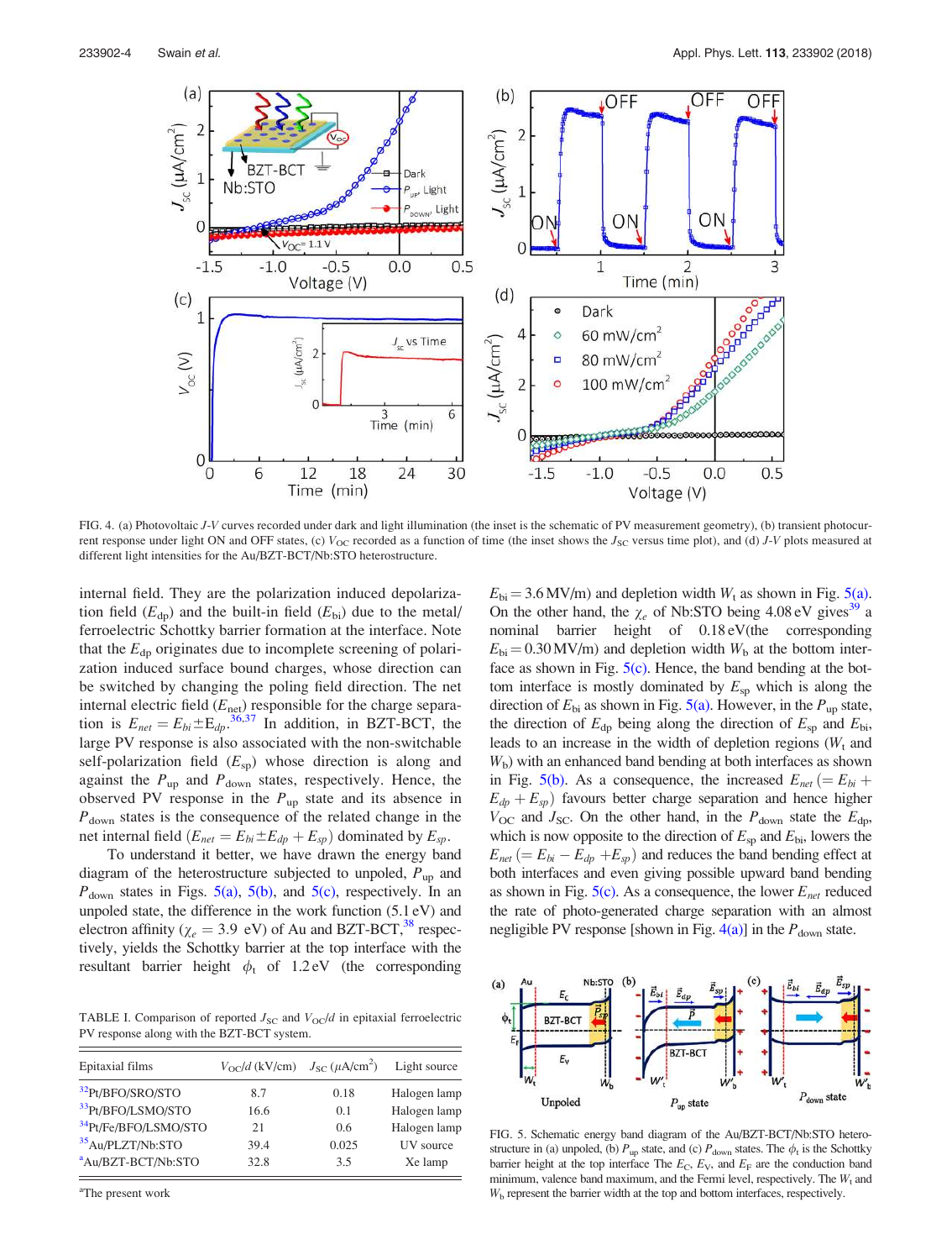FIG. 4. (a) Photovoltaic *J-V* curves recorded under dark and light illumination (the inset is the schematic of PV measurement geometry), (b) transient photocurrent response under light ON and OFF states, (c) $V_{OC}$ recorded as a function of time (the inset shows the $J_{SC}$ versus time plot), and (d) *J-V* plots measured at different light intensities for the Au/BZT-BCT/Nb:STO heterostructure.

internal field. They are the polarization induced depolarization field ($E_{dp}$) and the built-in field ($E_{bi}$) due to the metal/ferroelectric Schottky barrier formation at the interface. Note that the $E_{dp}$ originates due to incomplete screening of polarization induced surface bound charges, whose direction can be switched by changing the poling field direction. The net internal electric field ($E_{net}$) responsible for the charge separation is $E_{net} = E_{bi} \pm E_{dp}$.[36,37] In addition, in BZT-BCT, the large PV response is also associated with the non-switchable self-polarization field ($E_{sp}$) whose direction is along and against the $P_{up}$ and $P_{down}$ states, respectively. Hence, the observed PV response in the $P_{up}$ state and its absence in $P_{down}$ states is the consequence of the related change in the net internal field ($E_{net} = E_{bi} \pm E_{dp} + E_{sp}$) dominated by $E_{sp}$.

To understand it better, we have drawn the energy band diagram of the heterostructure subjected to unpoled, $P_{up}$ and $P_{down}$ states in Figs. 5(a), 5(b), and 5(c), respectively. In an unpoled state, the difference in the work function (5.1 eV) and electron affinity ($\chi_e$ = 3.9 eV) of Au and BZT-BCT,[38] respectively, yields the Schottky barrier at the top interface with the resultant barrier height $\phi_t$ of 1.2 eV (the corresponding $E_{bi}$ = 3.6 MV/m) and depletion width $W_t$ as shown in Fig. 5(a). On the other hand, the $\chi_e$ of Nb:STO being 4.08 eV gives[39] a nominal barrier height of 0.18 eV(the corresponding $E_{bi}$ = 0.30 MV/m) and depletion width $W_b$ at the bottom interface as shown in Fig. 5(c). Hence, the band bending at the bottom interface is mostly dominated by $E_{sp}$ which is along the direction of $E_{bi}$ as shown in Fig. 5(a). However, in the $P_{up}$ state, the direction of $E_{dp}$ being along the direction of $E_{sp}$ and $E_{bi}$, leads to an increase in the width of depletion regions ($W_t$ and $W_b$) with an enhanced band bending at both interfaces as shown in Fig. 5(b). As a consequence, the increased $E_{net}$ ($= E_{bi} + E_{dp} + E_{sp}$) favours better charge separation and hence higher $V_{OC}$ and $J_{SC}$. On the other hand, in the $P_{down}$ state the $E_{dp}$, which is now opposite to the direction of $E_{sp}$ and $E_{bi}$, lowers the $E_{net}$ ($= E_{bi} - E_{dp} + E_{sp}$) and reduces the band bending effect at both interfaces and even giving possible upward band bending as shown in Fig. 5(c). As a consequence, the lower $E_{net}$ reduced the rate of photo-generated charge separation with an almost negligible PV response [shown in Fig. 4(a)] in the $P_{down}$ state.

TABLE I. Comparison of reported $J_{SC}$ and $V_{OC}/d$ in epitaxial ferroelectric PV response along with the BZT-BCT system.

| Epitaxial films | $V_{OC}/d$ (kV/cm) | $J_{SC}$ ($\mu$A/cm$^2$) | Light source |
|---|---|---|---|
| [32]Pt/BFO/SRO/STO | 8.7 | 0.18 | Halogen lamp |
| [33]Pt/BFO/LSMO/STO | 16.6 | 0.1 | Halogen lamp |
| [34]Pt/Fe/BFO/LSMO/STO | 21 | 0.6 | Halogen lamp |
| [35]Au/PLZT/Nb:STO | 39.4 | 0.025 | UV source |
| [a]Au/BZT-BCT/Nb:STO | 32.8 | 3.5 | Xe lamp |

[a]The present work

FIG. 5. Schematic energy band diagram of the Au/BZT-BCT/Nb:STO heterostructure in (a) unpoled, (b) $P_{up}$ state, and (c) $P_{down}$ states. The $\phi_t$ is the Schottky barrier height at the top interface The $E_C$, $E_V$, and $E_F$ are the conduction band minimum, valence band maximum, and the Fermi level, respectively. The $W_t$ and $W_b$ represent the barrier width at the top and bottom interfaces, respectively.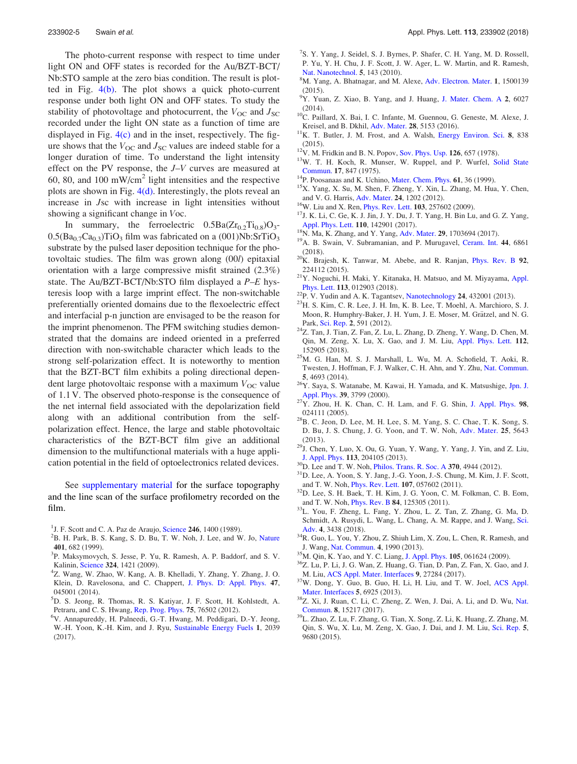The photo-current response with respect to time under light ON and OFF states is recorded for the Au/BZT-BCT/Nb:STO sample at the zero bias condition. The result is plotted in Fig. 4(b). The plot shows a quick photo-current response under both light ON and OFF states. To study the stability of photovoltage and photocurrent, the $V_{OC}$ and $J_{SC}$ recorded under the light ON state as a function of time are displayed in Fig. 4(c) and in the inset, respectively. The figure shows that the $V_{OC}$ and $J_{SC}$ values are indeed stable for a longer duration of time. To understand the light intensity effect on the PV response, the *J–V* curves are measured at 60, 80, and 100 mW/cm$^2$ light intensities and the respective plots are shown in Fig. 4(d). Interestingly, the plots reveal an increase in *J*sc with increase in light intensities without showing a significant change in *V*oc.

In summary, the ferroelectric $0.5Ba(Zr_{0.2}Ti_{0.8})O_3$-$0.5(Ba_{0.7}Ca_{0.3})TiO_3$ film was fabricated on a (001)Nb:$SrTiO_3$ substrate by the pulsed laser deposition technique for the photovoltaic studies. The film was grown along (00*l*) epitaxial orientation with a large compressive misfit strained (2.3%) state. The Au/BZT-BCT/Nb:STO film displayed a *P–E* hysteresis loop with a large imprint effect. The non-switchable preferentially oriented domains due to the flexoelectric effect and interfacial p-n junction are envisaged to be the reason for the imprint phenomenon. The PFM switching studies demonstrated that the domains are indeed oriented in a preferred direction with non-switchable character which leads to the strong self-polarization effect. It is noteworthy to mention that the BZT-BCT film exhibits a poling directional dependent large photovoltaic response with a maximum $V_{OC}$ value of 1.1 V. The observed photo-response is the consequence of the net internal field associated with the depolarization field along with an additional contribution from the self-polarization effect. Hence, the large and stable photovoltaic characteristics of the BZT-BCT film give an additional dimension to the multifunctional materials with a huge application potential in the field of optoelectronics related devices.

See supplementary material for the surface topography and the line scan of the surface profilometry recorded on the film.

[1] J. F. Scott and C. A. Paz de Araujo, Science **246**, 1400 (1989).
[2] B. H. Park, B. S. Kang, S. D. Bu, T. W. Noh, J. Lee, and W. Jo, Nature **401**, 682 (1999).
[3] P. Maksymovych, S. Jesse, P. Yu, R. Ramesh, A. P. Baddorf, and S. V. Kalinin, Science **324**, 1421 (2009).
[4] Z. Wang, W. Zhao, W. Kang, A. B. Khelladi, Y. Zhang, Y. Zhang, J. O. Klein, D. Ravelosona, and C. Chappert, J. Phys. D: Appl. Phys. **47**, 045001 (2014).
[5] D. S. Jeong, R. Thomas, R. S. Katiyar, J. F. Scott, H. Kohlstedt, A. Petraru, and C. S. Hwang, Rep. Prog. Phys. **75**, 76502 (2012).
[6] V. Annapureddy, H. Palneedi, G.-T. Hwang, M. Peddigari, D.-Y. Jeong, W.-H. Yoon, K.-H. Kim, and J. Ryu, Sustainable Energy Fuels **1**, 2039 (2017).
[7] S. Y. Yang, J. Seidel, S. J. Byrnes, P. Shafer, C. H. Yang, M. D. Rossell, P. Yu, Y. H. Chu, J. F. Scott, J. W. Ager, L. W. Martin, and R. Ramesh, Nat. Nanotechnol. **5**, 143 (2010).
[8] M. Yang, A. Bhatnagar, and M. Alexe, Adv. Electron. Mater. **1**, 1500139 (2015).
[9] Y. Yuan, Z. Xiao, B. Yang, and J. Huang, J. Mater. Chem. A **2**, 6027 (2014).
[10] C. Paillard, X. Bai, I. C. Infante, M. Guennou, G. Geneste, M. Alexe, J. Kreisel, and B. Dkhil, Adv. Mater. **28**, 5153 (2016).
[11] K. T. Butler, J. M. Frost, and A. Walsh, Energy Environ. Sci. **8**, 838 (2015).
[12] V. M. Fridkin and B. N. Popov, Sov. Phys. Usp. **126**, 657 (1978).
[13] W. T. H. Koch, R. Munser, W. Ruppel, and P. Wurfel, Solid State Commun. **17**, 847 (1975).
[14] P. Poosanaas and K. Uchino, Mater. Chem. Phys. **61**, 36 (1999).
[15] X. Yang, X. Su, M. Shen, F. Zheng, Y. Xin, L. Zhang, M. Hua, Y. Chen, and V. G. Harris, Adv. Mater. **24**, 1202 (2012).
[16] W. Liu and X. Ren, Phys. Rev. Lett. **103**, 257602 (2009).
[17] J. K. Li, C. Ge, K. J. Jin, J. Y. Du, J. T. Yang, H. Bin Lu, and G. Z. Yang, Appl. Phys. Lett. **110**, 142901 (2017).
[18] N. Ma, K. Zhang, and Y. Yang, Adv. Mater. **29**, 1703694 (2017).
[19] A. B. Swain, V. Subramanian, and P. Murugavel, Ceram. Int. **44**, 6861 (2018).
[20] K. Brajesh, K. Tanwar, M. Abebe, and R. Ranjan, Phys. Rev. B **92**, 224112 (2015).
[21] Y. Noguchi, H. Maki, Y. Kitanaka, H. Matsuo, and M. Miyayama, Appl. Phys. Lett. **113**, 012903 (2018).
[22] P. V. Yudin and A. K. Tagantsev, Nanotechnology **24**, 432001 (2013).
[23] H. S. Kim, C. R. Lee, J. H. Im, K. B. Lee, T. Moehl, A. Marchioro, S. J. Moon, R. Humphry-Baker, J. H. Yum, J. E. Moser, M. Grätzel, and N. G. Park, Sci. Rep. **2**, 591 (2012).
[24] Z. Tan, J. Tian, Z. Fan, Z. Lu, L. Zhang, D. Zheng, Y. Wang, D. Chen, M. Qin, M. Zeng, X. Lu, X. Gao, and J. M. Liu, Appl. Phys. Lett. **112**, 152905 (2018).
[25] M. G. Han, M. S. J. Marshall, L. Wu, M. A. Schofield, T. Aoki, R. Twesten, J. Hoffman, F. J. Walker, C. H. Ahn, and Y. Zhu, Nat. Commun. **5**, 4693 (2014).
[26] Y. Saya, S. Watanabe, M. Kawai, H. Yamada, and K. Matsushige, Jpn. J. Appl. Phys. **39**, 3799 (2000).
[27] Y. Zhou, H. K. Chan, C. H. Lam, and F. G. Shin, J. Appl. Phys. **98**, 024111 (2005).
[28] B. C. Jeon, D. Lee, M. H. Lee, S. M. Yang, S. C. Chae, T. K. Song, S. D. Bu, J. S. Chung, J. G. Yoon, and T. W. Noh, Adv. Mater. **25**, 5643 (2013).
[29] J. Chen, Y. Luo, X. Ou, G. Yuan, Y. Wang, Y. Yang, J. Yin, and Z. Liu, J. Appl. Phys. **113**, 204105 (2013).
[30] D. Lee and T. W. Noh, Philos. Trans. R. Soc. A **370**, 4944 (2012).
[31] D. Lee, A. Yoon, S. Y. Jang, J.-G. Yoon, J.-S. Chung, M. Kim, J. F. Scott, and T. W. Noh, Phys. Rev. Lett. **107**, 057602 (2011).
[32] D. Lee, S. H. Baek, T. H. Kim, J. G. Yoon, C. M. Folkman, C. B. Eom, and T. W. Noh, Phys. Rev. B **84**, 125305 (2011).
[33] L. You, F. Zheng, L. Fang, Y. Zhou, L. Z. Tan, Z. Zhang, G. Ma, D. Schmidt, A. Rusydi, L. Wang, L. Chang, A. M. Rappe, and J. Wang, Sci. Adv. **4**, 3438 (2018).
[34] R. Guo, L. You, Y. Zhou, Z. Shiuh Lim, X. Zou, L. Chen, R. Ramesh, and J. Wang, Nat. Commun. **4**, 1990 (2013).
[35] M. Qin, K. Yao, and Y. C. Liang, J. Appl. Phys. **105**, 061624 (2009).
[36] Z. Lu, P. Li, J. G. Wan, Z. Huang, G. Tian, D. Pan, Z. Fan, X. Gao, and J. M. Liu, ACS Appl. Mater. Interfaces **9**, 27284 (2017).
[37] W. Dong, Y. Guo, B. Guo, H. Li, H. Liu, and T. W. Joel, ACS Appl. Mater. Interfaces **5**, 6925 (2013).
[38] Z. Xi, J. Ruan, C. Li, C. Zheng, Z. Wen, J. Dai, A. Li, and D. Wu, Nat. Commun. **8**, 15217 (2017).
[39] L. Zhao, Z. Lu, F. Zhang, G. Tian, X. Song, Z. Li, K. Huang, Z. Zhang, M. Qin, S. Wu, X. Lu, M. Zeng, X. Gao, J. Dai, and J. M. Liu, Sci. Rep. **5**, 9680 (2015).